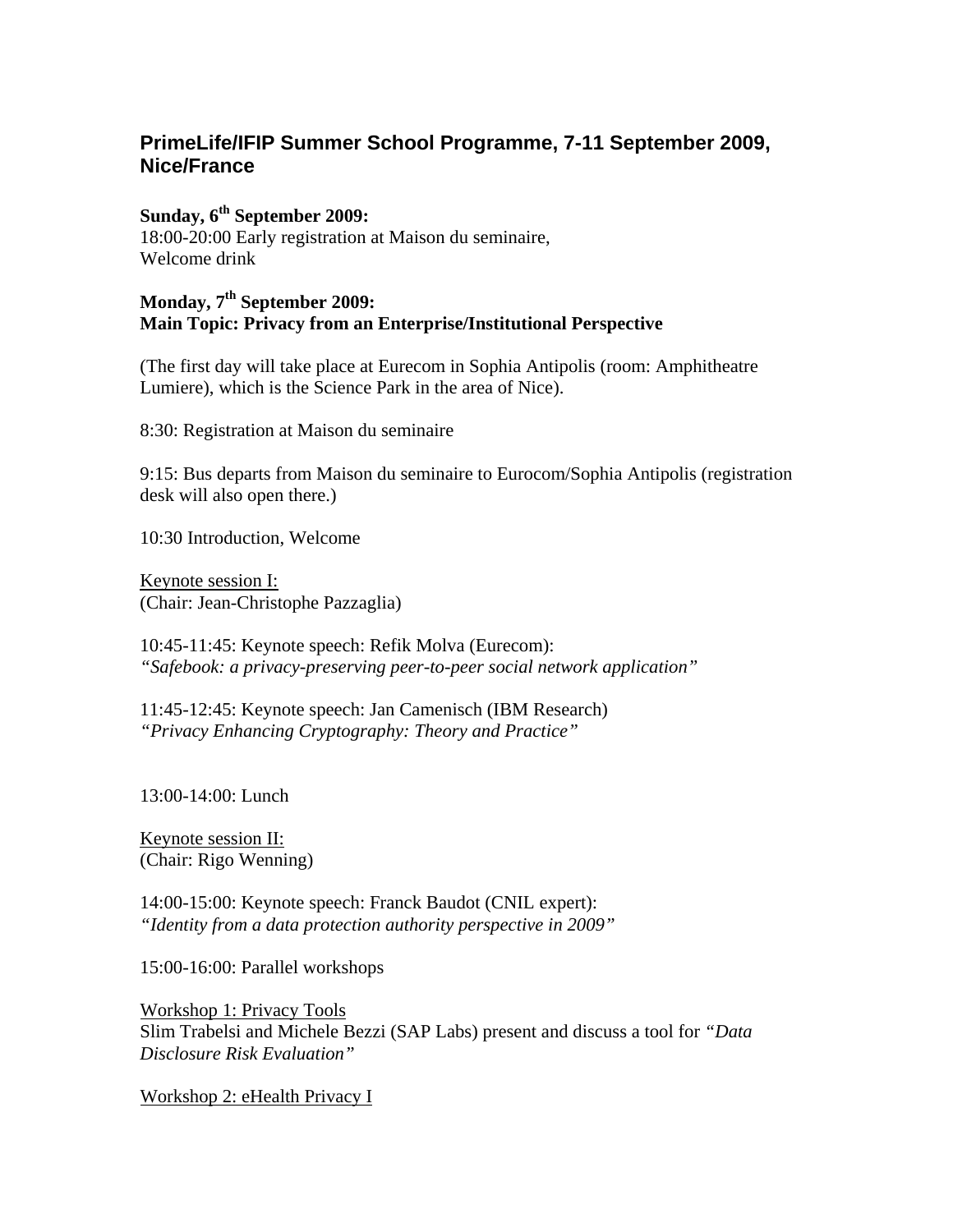## PrimeLife/IFIP Summer School Programme, 7-11 September 2009, Nice/France

**Sunday, 6th September 2009:**
18:00-20:00 Early registration at Maison du seminaire,
Welcome drink

**Monday, 7th September 2009:**
**Main Topic: Privacy from an Enterprise/Institutional Perspective**

(The first day will take place at Eurecom in Sophia Antipolis (room: Amphitheatre Lumiere), which is the Science Park in the area of Nice).

8:30: Registration at Maison du seminaire

9:15: Bus departs from Maison du seminaire to Eurocom/Sophia Antipolis (registration desk will also open there.)

10:30 Introduction, Welcome

Keynote session I:
(Chair: Jean-Christophe Pazzaglia)

10:45-11:45: Keynote speech: Refik Molva (Eurecom):
*"Safebook: a privacy-preserving peer-to-peer social network application"*

11:45-12:45: Keynote speech: Jan Camenisch (IBM Research)
*"Privacy Enhancing Cryptography: Theory and Practice"*

13:00-14:00: Lunch

Keynote session II:
(Chair: Rigo Wenning)

14:00-15:00: Keynote speech: Franck Baudot (CNIL expert):
*"Identity from a data protection authority perspective in 2009"*

15:00-16:00: Parallel workshops

Workshop 1: Privacy Tools
Slim Trabelsi and Michele Bezzi (SAP Labs) present and discuss a tool for *"Data Disclosure Risk Evaluation"*

Workshop 2: eHealth Privacy I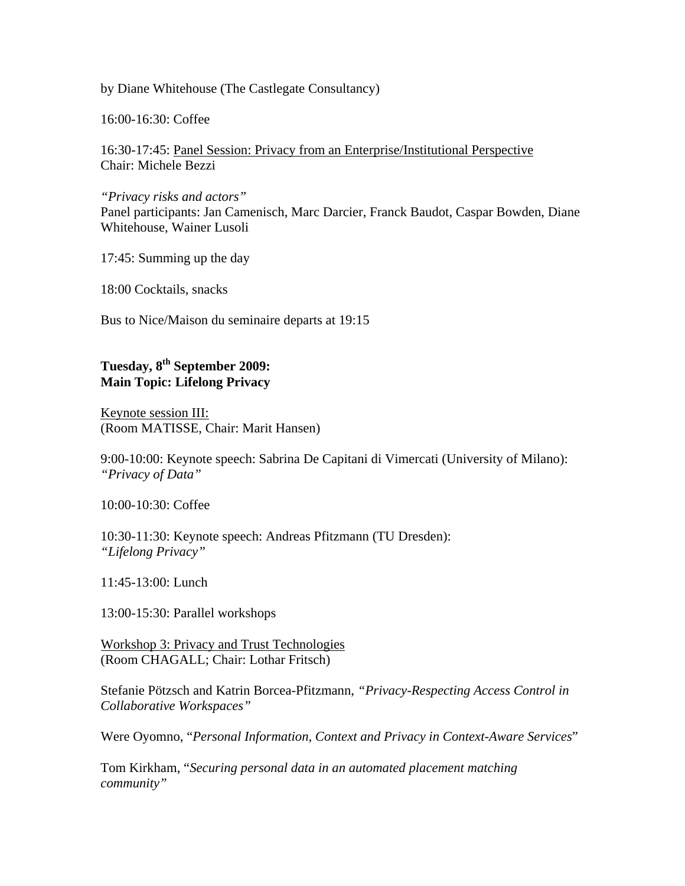by Diane Whitehouse (The Castlegate Consultancy)

16:00-16:30: Coffee

16:30-17:45: Panel Session: Privacy from an Enterprise/Institutional Perspective
Chair: Michele Bezzi

*"Privacy risks and actors"*
Panel participants: Jan Camenisch, Marc Darcier, Franck Baudot, Caspar Bowden, Diane Whitehouse, Wainer Lusoli

17:45: Summing up the day

18:00 Cocktails, snacks

Bus to Nice/Maison du seminaire departs at 19:15

**Tuesday, 8th September 2009:**
**Main Topic: Lifelong Privacy**

Keynote session III:
(Room MATISSE, Chair: Marit Hansen)

9:00-10:00: Keynote speech: Sabrina De Capitani di Vimercati (University of Milano): *"Privacy of Data"*

10:00-10:30: Coffee

10:30-11:30: Keynote speech: Andreas Pfitzmann (TU Dresden):
*"Lifelong Privacy"*

11:45-13:00: Lunch

13:00-15:30: Parallel workshops

Workshop 3: Privacy and Trust Technologies
(Room CHAGALL; Chair: Lothar Fritsch)

Stefanie Pötzsch and Katrin Borcea-Pfitzmann, *"Privacy-Respecting Access Control in Collaborative Workspaces"*

Were Oyomno, "*Personal Information, Context and Privacy in Context-Aware Services*"

Tom Kirkham, "*Securing personal data in an automated placement matching community"*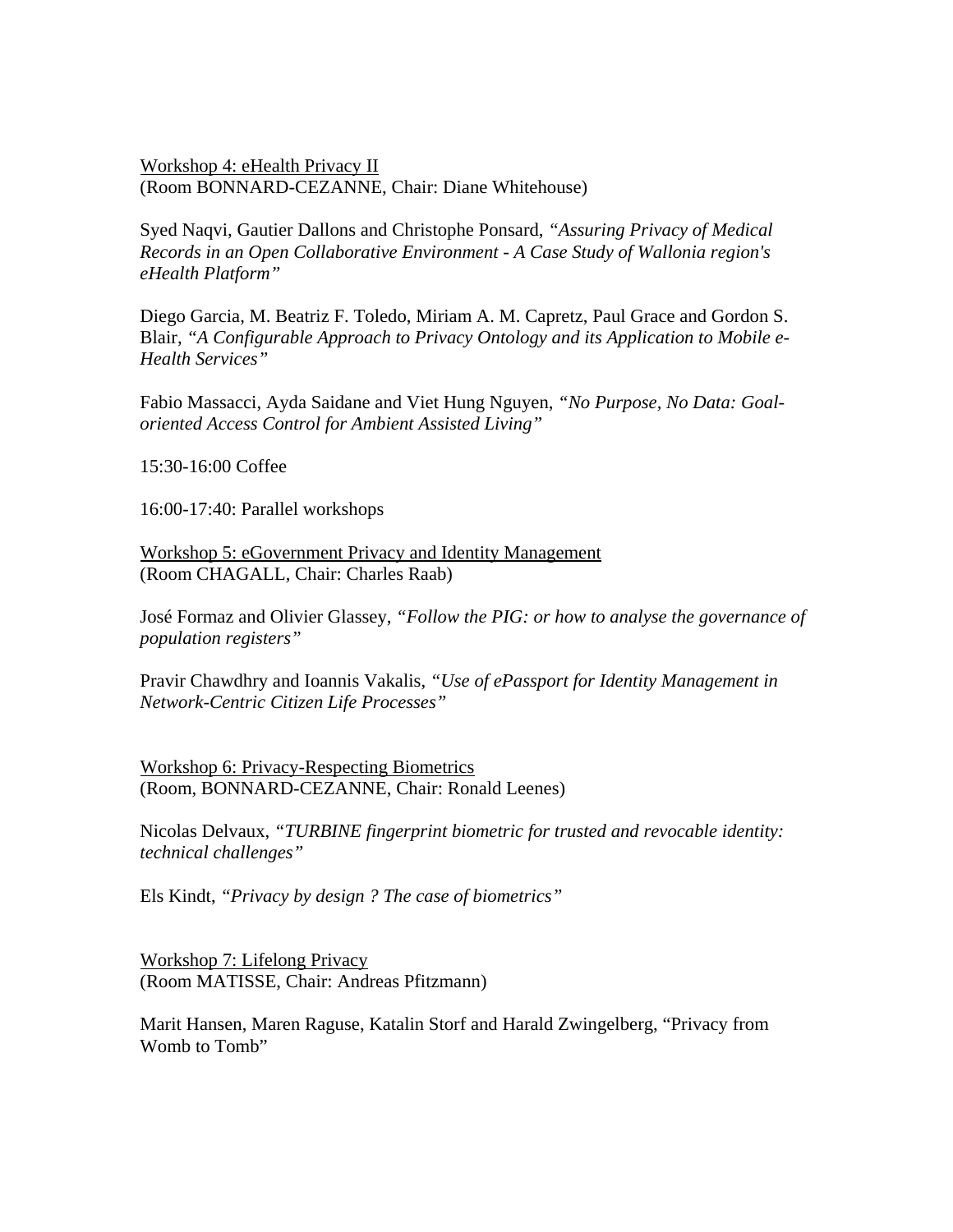<u>Workshop 4: eHealth Privacy II</u>
(Room BONNARD-CEZANNE, Chair: Diane Whitehouse)

Syed Naqvi, Gautier Dallons and Christophe Ponsard, *"Assuring Privacy of Medical Records in an Open Collaborative Environment - A Case Study of Wallonia region's eHealth Platform"*

Diego Garcia, M. Beatriz F. Toledo, Miriam A. M. Capretz, Paul Grace and Gordon S. Blair, *"A Configurable Approach to Privacy Ontology and its Application to Mobile e-Health Services"*

Fabio Massacci, Ayda Saidane and Viet Hung Nguyen, *"No Purpose, No Data: Goal-oriented Access Control for Ambient Assisted Living"*

15:30-16:00 Coffee

16:00-17:40: Parallel workshops

<u>Workshop 5: eGovernment Privacy and Identity Management</u>
(Room CHAGALL, Chair: Charles Raab)

José Formaz and Olivier Glassey, *"Follow the PIG: or how to analyse the governance of population registers"*

Pravir Chawdhry and Ioannis Vakalis, *"Use of ePassport for Identity Management in Network-Centric Citizen Life Processes"*

<u>Workshop 6: Privacy-Respecting Biometrics</u>
(Room, BONNARD-CEZANNE, Chair: Ronald Leenes)

Nicolas Delvaux, *"TURBINE fingerprint biometric for trusted and revocable identity: technical challenges"*

Els Kindt, *"Privacy by design ? The case of biometrics"*

<u>Workshop 7: Lifelong Privacy</u>
(Room MATISSE, Chair: Andreas Pfitzmann)

Marit Hansen, Maren Raguse, Katalin Storf and Harald Zwingelberg, "Privacy from Womb to Tomb"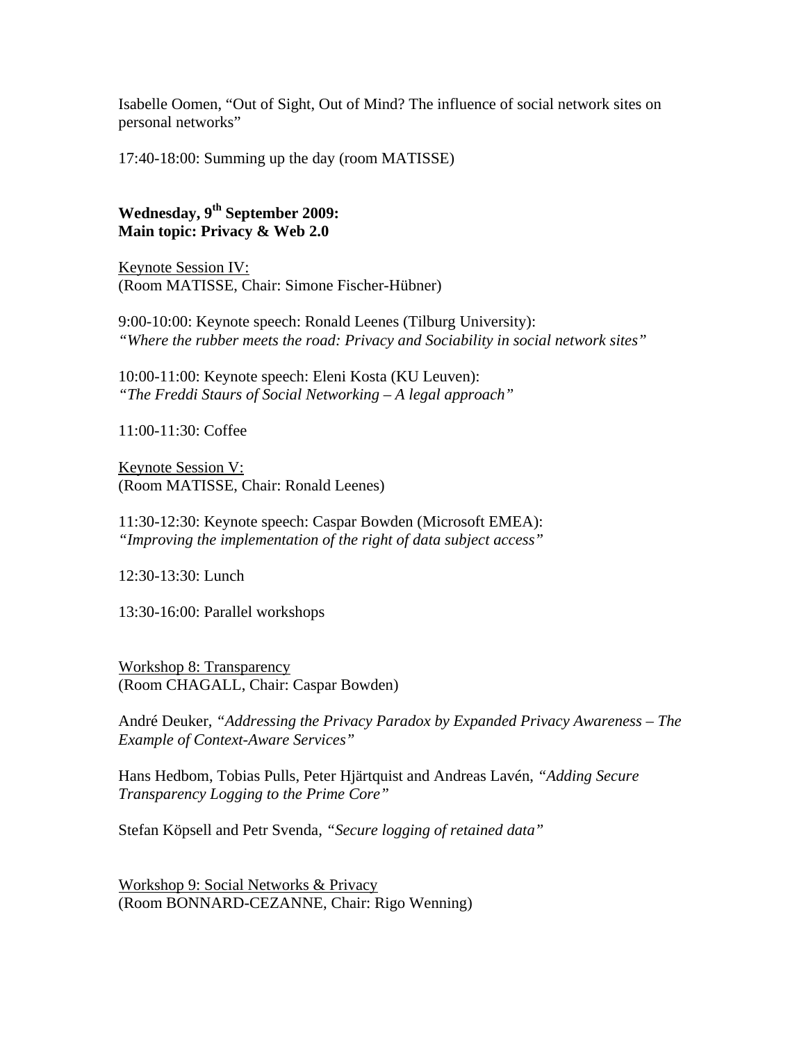Isabelle Oomen, "Out of Sight, Out of Mind? The influence of social network sites on personal networks"

17:40-18:00: Summing up the day (room MATISSE)

**Wednesday, 9th September 2009:**
**Main topic: Privacy & Web 2.0**

Keynote Session IV:
(Room MATISSE, Chair: Simone Fischer-Hübner)

9:00-10:00: Keynote speech: Ronald Leenes (Tilburg University):
*"Where the rubber meets the road: Privacy and Sociability in social network sites"*

10:00-11:00: Keynote speech: Eleni Kosta (KU Leuven):
*"The Freddi Staurs of Social Networking – A legal approach"*

11:00-11:30: Coffee

Keynote Session V:
(Room MATISSE, Chair: Ronald Leenes)

11:30-12:30: Keynote speech: Caspar Bowden (Microsoft EMEA):
*"Improving the implementation of the right of data subject access"*

12:30-13:30: Lunch

13:30-16:00: Parallel workshops

Workshop 8: Transparency
(Room CHAGALL, Chair: Caspar Bowden)

André Deuker, *"Addressing the Privacy Paradox by Expanded Privacy Awareness – The Example of Context-Aware Services"*

Hans Hedbom, Tobias Pulls, Peter Hjärtquist and Andreas Lavén, *"Adding Secure Transparency Logging to the Prime Core"*

Stefan Köpsell and Petr Svenda, *"Secure logging of retained data"*

Workshop 9: Social Networks & Privacy
(Room BONNARD-CEZANNE, Chair: Rigo Wenning)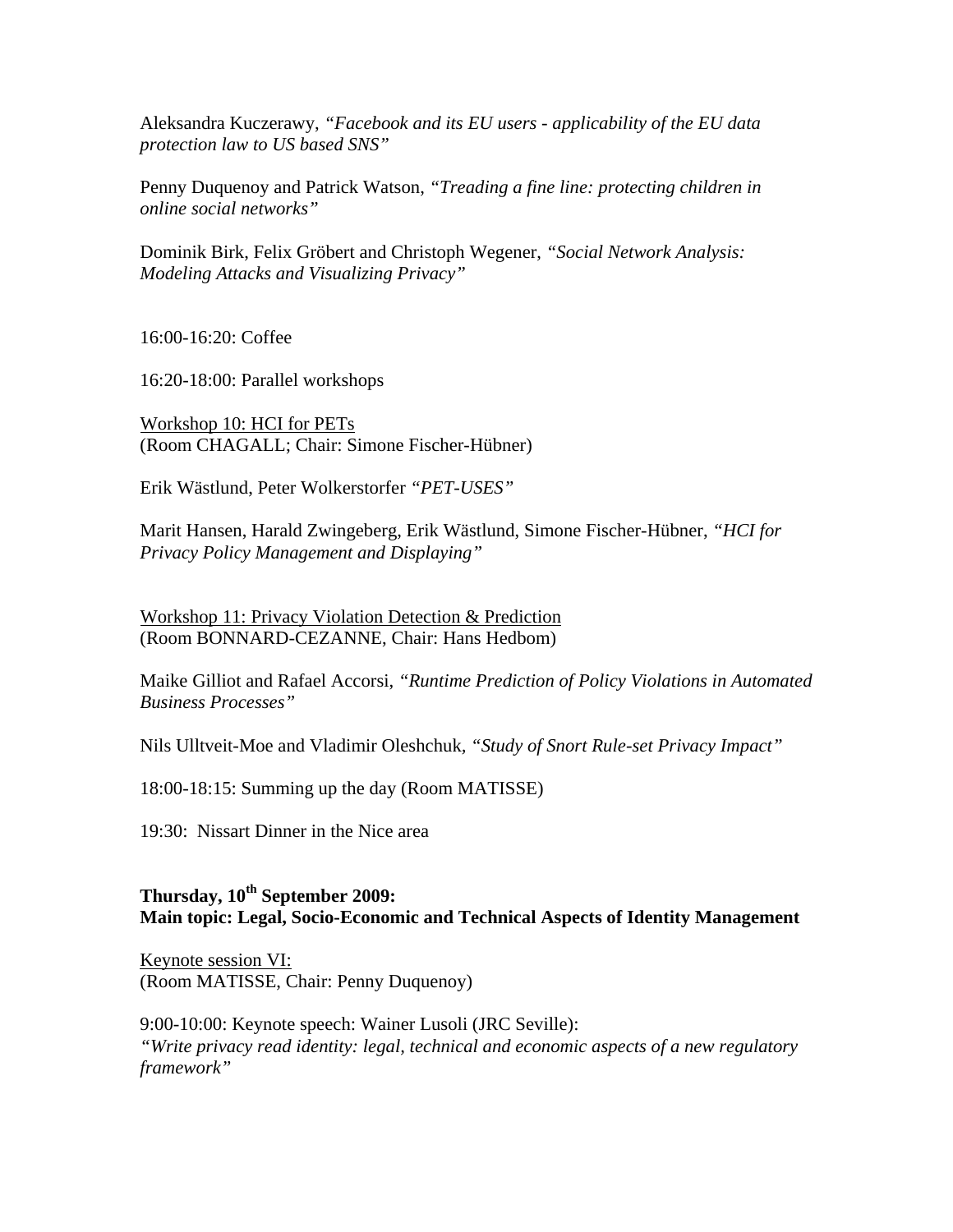Aleksandra Kuczerawy, *"Facebook and its EU users - applicability of the EU data protection law to US based SNS"*

Penny Duquenoy and Patrick Watson, *"Treading a fine line: protecting children in online social networks"*

Dominik Birk, Felix Gröbert and Christoph Wegener, *"Social Network Analysis: Modeling Attacks and Visualizing Privacy"*

16:00-16:20: Coffee

16:20-18:00: Parallel workshops

<u>Workshop 10: HCI for PETs</u>
(Room CHAGALL; Chair: Simone Fischer-Hübner)

Erik Wästlund, Peter Wolkerstorfer *"PET-USES"*

Marit Hansen, Harald Zwingeberg, Erik Wästlund, Simone Fischer-Hübner, *"HCI for Privacy Policy Management and Displaying"*

<u>Workshop 11: Privacy Violation Detection & Prediction</u>
(Room BONNARD-CEZANNE, Chair: Hans Hedbom)

Maike Gilliot and Rafael Accorsi, *"Runtime Prediction of Policy Violations in Automated Business Processes"*

Nils Ulltveit-Moe and Vladimir Oleshchuk, *"Study of Snort Rule-set Privacy Impact"*

18:00-18:15: Summing up the day (Room MATISSE)

19:30: Nissart Dinner in the Nice area

**Thursday, 10th September 2009:**
**Main topic: Legal, Socio-Economic and Technical Aspects of Identity Management**

<u>Keynote session VI:</u>
(Room MATISSE, Chair: Penny Duquenoy)

9:00-10:00: Keynote speech: Wainer Lusoli (JRC Seville):
*"Write privacy read identity: legal, technical and economic aspects of a new regulatory framework"*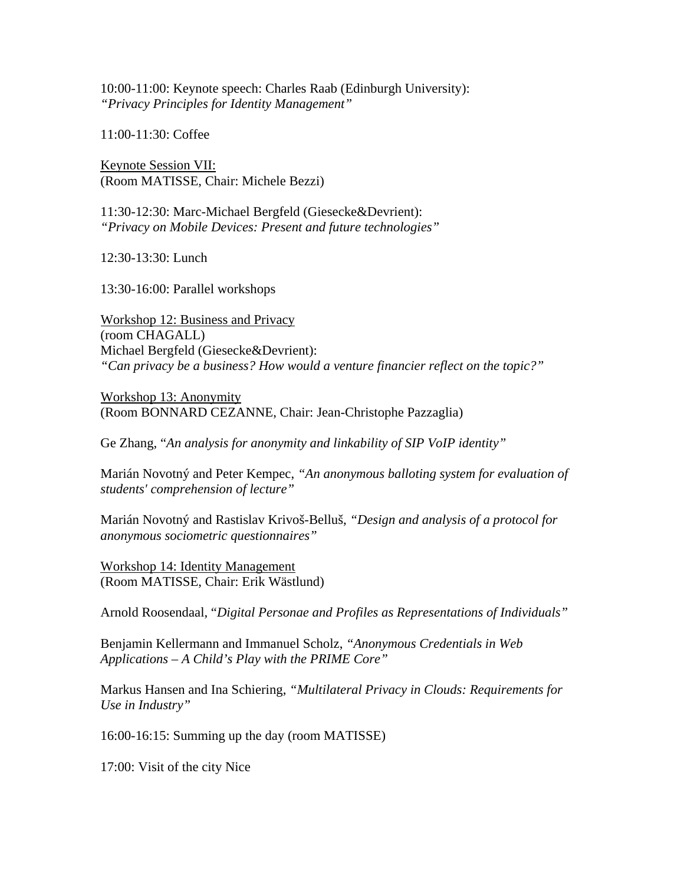10:00-11:00: Keynote speech: Charles Raab (Edinburgh University):
*"Privacy Principles for Identity Management"*

11:00-11:30: Coffee

Keynote Session VII:
(Room MATISSE, Chair: Michele Bezzi)

11:30-12:30: Marc-Michael Bergfeld (Giesecke&Devrient):
*"Privacy on Mobile Devices: Present and future technologies"*

12:30-13:30: Lunch

13:30-16:00: Parallel workshops

Workshop 12: Business and Privacy
(room CHAGALL)
Michael Bergfeld (Giesecke&Devrient):
*"Can privacy be a business? How would a venture financier reflect on the topic?"*

Workshop 13: Anonymity
(Room BONNARD CEZANNE, Chair: Jean-Christophe Pazzaglia)

Ge Zhang, "*An analysis for anonymity and linkability of SIP VoIP identity"*

Marián Novotný and Peter Kempec, *"An anonymous balloting system for evaluation of students' comprehension of lecture"*

Marián Novotný and Rastislav Krivoš-Belluš, *"Design and analysis of a protocol for anonymous sociometric questionnaires"*

Workshop 14: Identity Management
(Room MATISSE, Chair: Erik Wästlund)

Arnold Roosendaal, "*Digital Personae and Profiles as Representations of Individuals"*

Benjamin Kellermann and Immanuel Scholz, *"Anonymous Credentials in Web Applications – A Child's Play with the PRIME Core"*

Markus Hansen and Ina Schiering, *"Multilateral Privacy in Clouds: Requirements for Use in Industry"*

16:00-16:15: Summing up the day (room MATISSE)

17:00: Visit of the city Nice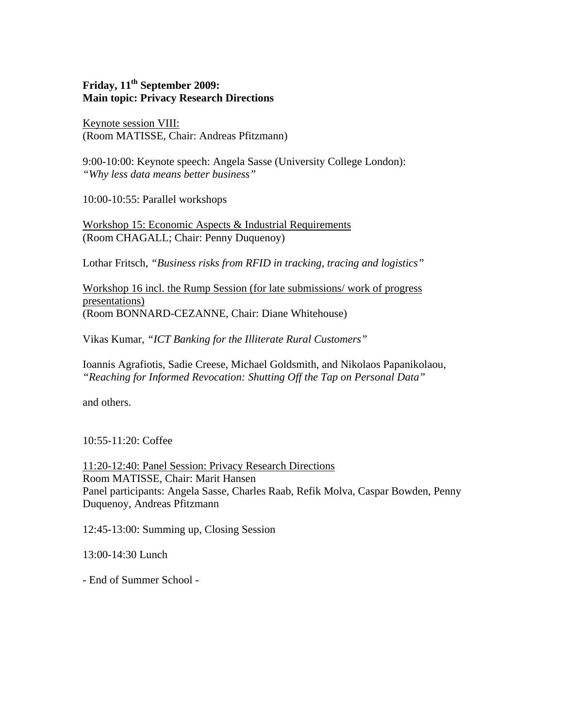**Friday, 11th September 2009:**
**Main topic: Privacy Research Directions**

Keynote session VIII:
(Room MATISSE, Chair: Andreas Pfitzmann)

9:00-10:00: Keynote speech: Angela Sasse (University College London):
*"Why less data means better business"*

10:00-10:55: Parallel workshops

Workshop 15: Economic Aspects & Industrial Requirements
(Room CHAGALL; Chair: Penny Duquenoy)

Lothar Fritsch, *"Business risks from RFID in tracking, tracing and logistics"*

Workshop 16 incl. the Rump Session (for late submissions/ work of progress presentations)
(Room BONNARD-CEZANNE, Chair: Diane Whitehouse)

Vikas Kumar, *"ICT Banking for the Illiterate Rural Customers"*

Ioannis Agrafiotis, Sadie Creese, Michael Goldsmith, and Nikolaos Papanikolaou, *"Reaching for Informed Revocation: Shutting Off the Tap on Personal Data"*

and others.

10:55-11:20: Coffee

11:20-12:40: Panel Session: Privacy Research Directions
Room MATISSE, Chair: Marit Hansen
Panel participants: Angela Sasse, Charles Raab, Refik Molva, Caspar Bowden, Penny Duquenoy, Andreas Pfitzmann

12:45-13:00: Summing up, Closing Session

13:00-14:30 Lunch

- End of Summer School -